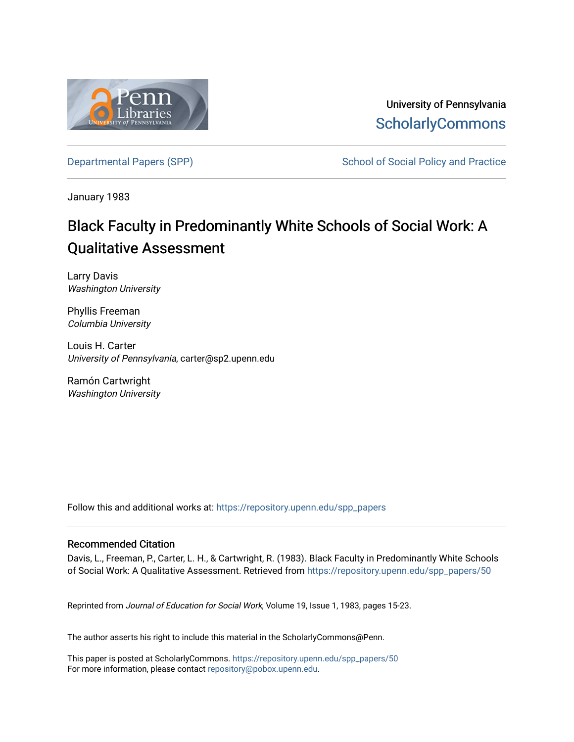University of Pennsylvania
ScholarlyCommons

Departmental Papers (SPP)

School of Social Policy and Practice

January 1983

# Black Faculty in Predominantly White Schools of Social Work: A Qualitative Assessment

Larry Davis
*Washington University*

Phyllis Freeman
*Columbia University*

Louis H. Carter
*University of Pennsylvania*, carter@sp2.upenn.edu

Ramón Cartwright
*Washington University*

Follow this and additional works at: https://repository.upenn.edu/spp_papers

## Recommended Citation

Davis, L., Freeman, P., Carter, L. H., & Cartwright, R. (1983). Black Faculty in Predominantly White Schools of Social Work: A Qualitative Assessment. Retrieved from https://repository.upenn.edu/spp_papers/50

Reprinted from *Journal of Education for Social Work*, Volume 19, Issue 1, 1983, pages 15-23.

The author asserts his right to include this material in the ScholarlyCommons@Penn.

This paper is posted at ScholarlyCommons. https://repository.upenn.edu/spp_papers/50
For more information, please contact repository@pobox.upenn.edu.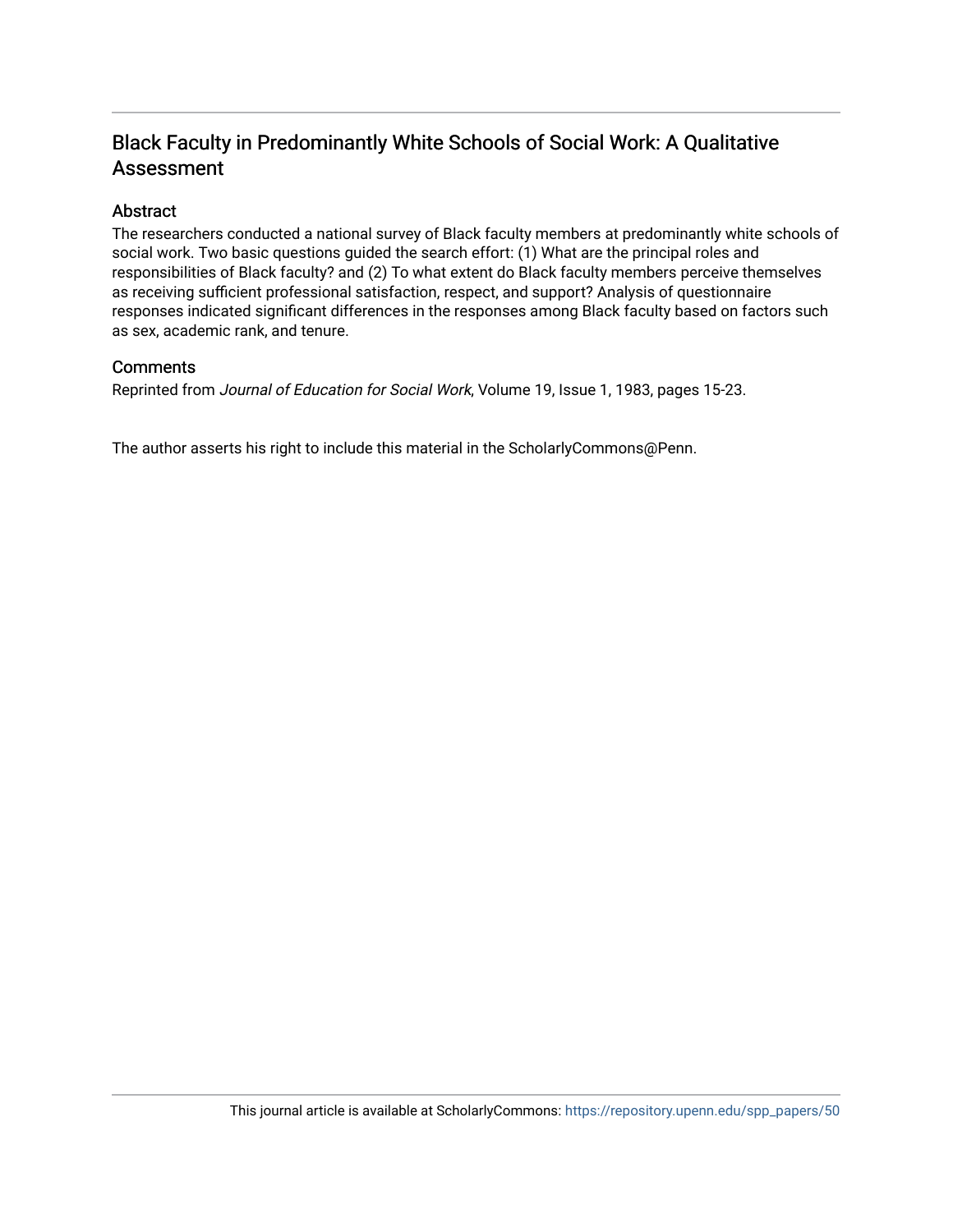# Black Faculty in Predominantly White Schools of Social Work: A Qualitative Assessment

## Abstract

The researchers conducted a national survey of Black faculty members at predominantly white schools of social work. Two basic questions guided the search effort: (1) What are the principal roles and responsibilities of Black faculty? and (2) To what extent do Black faculty members perceive themselves as receiving sufficient professional satisfaction, respect, and support? Analysis of questionnaire responses indicated significant differences in the responses among Black faculty based on factors such as sex, academic rank, and tenure.

## Comments

Reprinted from *Journal of Education for Social Work*, Volume 19, Issue 1, 1983, pages 15-23.

The author asserts his right to include this material in the ScholarlyCommons@Penn.

This journal article is available at ScholarlyCommons: https://repository.upenn.edu/spp_papers/50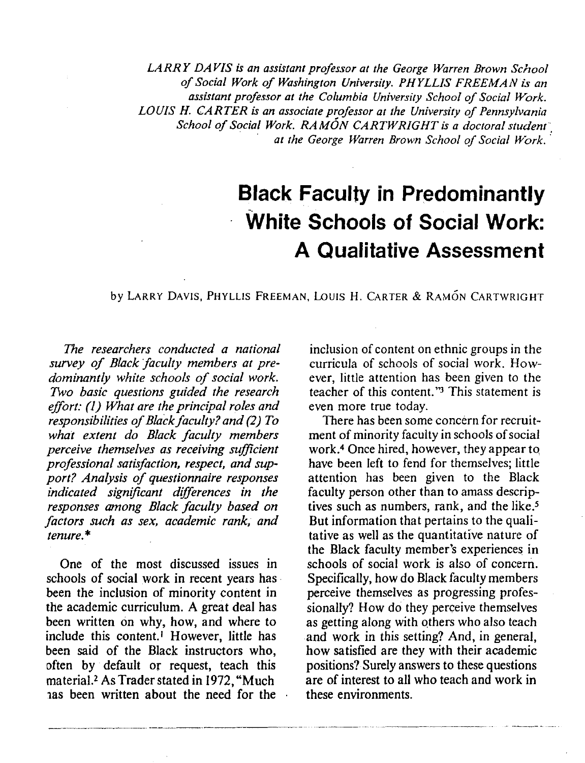*LARRY DAVIS is an assistant professor at the George Warren Brown School of Social Work of Washington University. PHYLLIS FREEMAN is an assistant professor at the Columbia University School of Social Work. LOUIS H. CARTER is an associate professor at the University of Pennsylvania School of Social Work. RAMÓN CARTWRIGHT is a doctoral student at the George Warren Brown School of Social Work.*

# Black Faculty in Predominantly White Schools of Social Work: A Qualitative Assessment

by LARRY DAVIS, PHYLLIS FREEMAN, LOUIS H. CARTER & RAMÓN CARTWRIGHT

*The researchers conducted a national survey of Black faculty members at predominantly white schools of social work. Two basic questions guided the research effort: (1) What are the principal roles and responsibilities of Black faculty? and (2) To what extent do Black faculty members perceive themselves as receiving sufficient professional satisfaction, respect, and support? Analysis of questionnaire responses indicated significant differences in the responses among Black faculty based on factors such as sex, academic rank, and tenure.**

One of the most discussed issues in schools of social work in recent years has been the inclusion of minority content in the academic curriculum. A great deal has been written on why, how, and where to include this content.[1] However, little has been said of the Black instructors who, often by default or request, teach this material.[2] As Trader stated in 1972, "Much has been written about the need for the inclusion of content on ethnic groups in the curricula of schools of social work. However, little attention has been given to the teacher of this content."[3] This statement is even more true today.

There has been some concern for recruitment of minority faculty in schools of social work.[4] Once hired, however, they appear to have been left to fend for themselves; little attention has been given to the Black faculty person other than to amass descriptives such as numbers, rank, and the like.[5] But information that pertains to the qualitative as well as the quantitative nature of the Black faculty member's experiences in schools of social work is also of concern. Specifically, how do Black faculty members perceive themselves as progressing professionally? How do they perceive themselves as getting along with others who also teach and work in this setting? And, in general, how satisfied are they with their academic positions? Surely answers to these questions are of interest to all who teach and work in these environments.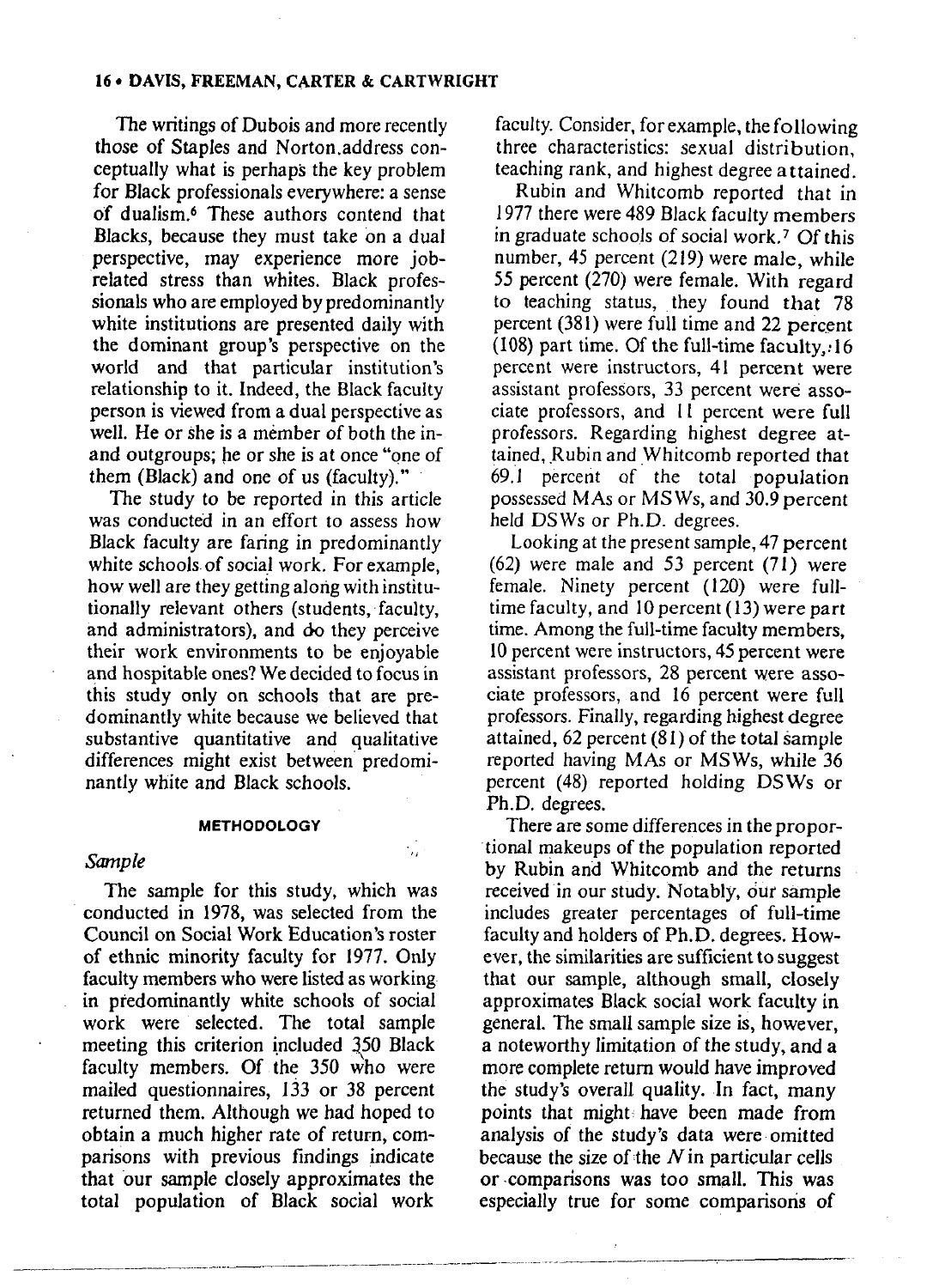The writings of Dubois and more recently those of Staples and Norton address conceptually what is perhaps the key problem for Black professionals everywhere: a sense of dualism.[6] These authors contend that Blacks, because they must take on a dual perspective, may experience more job-related stress than whites. Black professionals who are employed by predominantly white institutions are presented daily with the dominant group's perspective on the world and that particular institution's relationship to it. Indeed, the Black faculty person is viewed from a dual perspective as well. He or she is a member of both the in- and outgroups; he or she is at once "one of them (Black) and one of us (faculty)."

The study to be reported in this article was conducted in an effort to assess how Black faculty are faring in predominantly white schools of social work. For example, how well are they getting along with institutionally relevant others (students, faculty, and administrators), and do they perceive their work environments to be enjoyable and hospitable ones? We decided to focus in this study only on schools that are predominantly white because we believed that substantive quantitative and qualitative differences might exist between predominantly white and Black schools.

## METHODOLOGY

### *Sample*

The sample for this study, which was conducted in 1978, was selected from the Council on Social Work Education's roster of ethnic minority faculty for 1977. Only faculty members who were listed as working in predominantly white schools of social work were selected. The total sample meeting this criterion included 350 Black faculty members. Of the 350 who were mailed questionnaires, 133 or 38 percent returned them. Although we had hoped to obtain a much higher rate of return, comparisons with previous findings indicate that our sample closely approximates the total population of Black social work faculty. Consider, for example, the following three characteristics: sexual distribution, teaching rank, and highest degree attained.

Rubin and Whitcomb reported that in 1977 there were 489 Black faculty members in graduate schools of social work.[7] Of this number, 45 percent (219) were male, while 55 percent (270) were female. With regard to teaching status, they found that 78 percent (381) were full time and 22 percent (108) part time. Of the full-time faculty, 16 percent were instructors, 41 percent were assistant professors, 33 percent were associate professors, and 11 percent were full professors. Regarding highest degree attained, Rubin and Whitcomb reported that 69.1 percent of the total population possessed MAs or MSWs, and 30.9 percent held DSWs or Ph.D. degrees.

Looking at the present sample, 47 percent (62) were male and 53 percent (71) were female. Ninety percent (120) were full-time faculty, and 10 percent (13) were part time. Among the full-time faculty members, 10 percent were instructors, 45 percent were assistant professors, 28 percent were associate professors, and 16 percent were full professors. Finally, regarding highest degree attained, 62 percent (81) of the total sample reported having MAs or MSWs, while 36 percent (48) reported holding DSWs or Ph.D. degrees.

There are some differences in the proportional makeups of the population reported by Rubin and Whitcomb and the returns received in our study. Notably, our sample includes greater percentages of full-time faculty and holders of Ph.D. degrees. However, the similarities are sufficient to suggest that our sample, although small, closely approximates Black social work faculty in general. The small sample size is, however, a noteworthy limitation of the study, and a more complete return would have improved the study's overall quality. In fact, many points that might have been made from analysis of the study's data were omitted because the size of the $N$ in particular cells or comparisons was too small. This was especially true for some comparisons of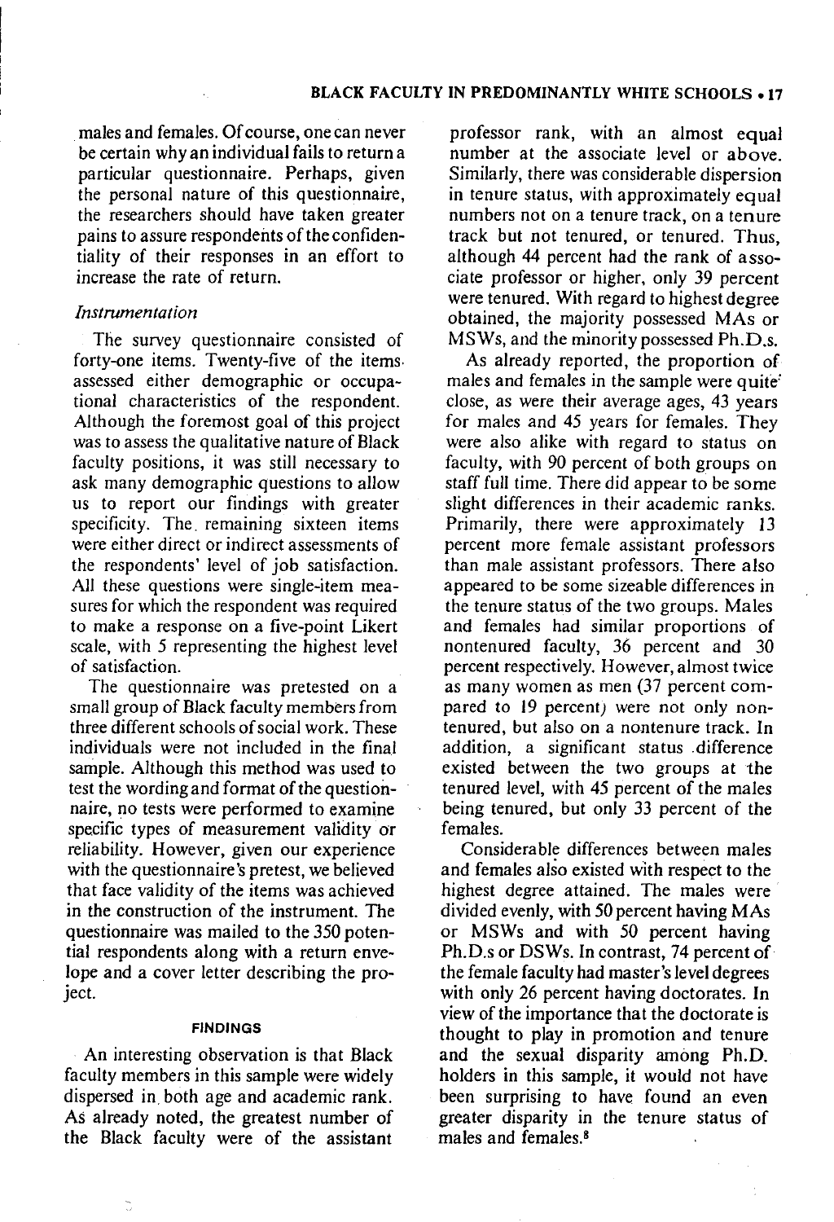males and females. Of course, one can never be certain why an individual fails to return a particular questionnaire. Perhaps, given the personal nature of this questionnaire, the researchers should have taken greater pains to assure respondents of the confidentiality of their responses in an effort to increase the rate of return.

### *Instrumentation*

The survey questionnaire consisted of forty-one items. Twenty-five of the items assessed either demographic or occupational characteristics of the respondent. Although the foremost goal of this project was to assess the qualitative nature of Black faculty positions, it was still necessary to ask many demographic questions to allow us to report our findings with greater specificity. The remaining sixteen items were either direct or indirect assessments of the respondents' level of job satisfaction. All these questions were single-item measures for which the respondent was required to make a response on a five-point Likert scale, with 5 representing the highest level of satisfaction.

The questionnaire was pretested on a small group of Black faculty members from three different schools of social work. These individuals were not included in the final sample. Although this method was used to test the wording and format of the questionnaire, no tests were performed to examine specific types of measurement validity or reliability. However, given our experience with the questionnaire's pretest, we believed that face validity of the items was achieved in the construction of the instrument. The questionnaire was mailed to the 350 potential respondents along with a return envelope and a cover letter describing the project.

## FINDINGS

An interesting observation is that Black faculty members in this sample were widely dispersed in both age and academic rank. As already noted, the greatest number of the Black faculty were of the assistant professor rank, with an almost equal number at the associate level or above. Similarly, there was considerable dispersion in tenure status, with approximately equal numbers not on a tenure track, on a tenure track but not tenured, or tenured. Thus, although 44 percent had the rank of associate professor or higher, only 39 percent were tenured. With regard to highest degree obtained, the majority possessed MAs or MSWs, and the minority possessed Ph.D.s.

As already reported, the proportion of males and females in the sample were quite close, as were their average ages, 43 years for males and 45 years for females. They were also alike with regard to status on faculty, with 90 percent of both groups on staff full time. There did appear to be some slight differences in their academic ranks. Primarily, there were approximately 13 percent more female assistant professors than male assistant professors. There also appeared to be some sizeable differences in the tenure status of the two groups. Males and females had similar proportions of nontenured faculty, 36 percent and 30 percent respectively. However, almost twice as many women as men (37 percent compared to 19 percent) were not only nontenured, but also on a nontenure track. In addition, a significant status difference existed between the two groups at the tenured level, with 45 percent of the males being tenured, but only 33 percent of the females.

Considerable differences between males and females also existed with respect to the highest degree attained. The males were divided evenly, with 50 percent having MAs or MSWs and with 50 percent having Ph.D.s or DSWs. In contrast, 74 percent of the female faculty had master's level degrees with only 26 percent having doctorates. In view of the importance that the doctorate is thought to play in promotion and tenure and the sexual disparity among Ph.D. holders in this sample, it would not have been surprising to have found an even greater disparity in the tenure status of males and females.[8]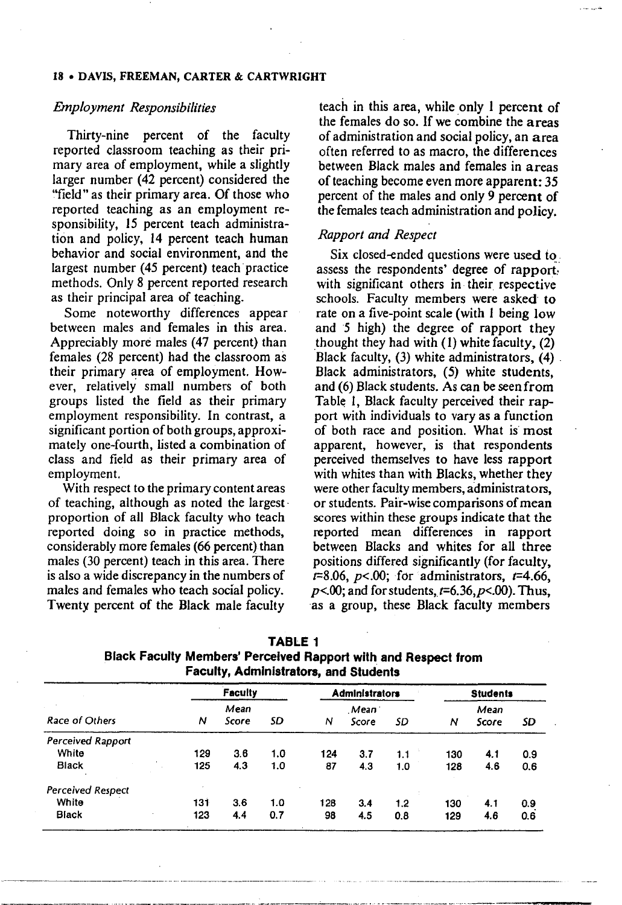### *Employment Responsibilities*

Thirty-nine percent of the faculty reported classroom teaching as their primary area of employment, while a slightly larger number (42 percent) considered the "field" as their primary area. Of those who reported teaching as an employment responsibility, 15 percent teach administration and policy, 14 percent teach human behavior and social environment, and the largest number (45 percent) teach practice methods. Only 8 percent reported research as their principal area of teaching.

Some noteworthy differences appear between males and females in this area. Appreciably more males (47 percent) than females (28 percent) had the classroom as their primary area of employment. However, relatively small numbers of both groups listed the field as their primary employment responsibility. In contrast, a significant portion of both groups, approximately one-fourth, listed a combination of class and field as their primary area of employment.

With respect to the primary content areas of teaching, although as noted the largest proportion of all Black faculty who teach reported doing so in practice methods, considerably more females (66 percent) than males (30 percent) teach in this area. There is also a wide discrepancy in the numbers of males and females who teach social policy. Twenty percent of the Black male faculty teach in this area, while only 1 percent of the females do so. If we combine the areas of administration and social policy, an area often referred to as macro, the differences between Black males and females in areas of teaching become even more apparent: 35 percent of the males and only 9 percent of the females teach administration and policy.

### *Rapport and Respect*

Six closed-ended questions were used to assess the respondents' degree of rapport with significant others in their respective schools. Faculty members were asked to rate on a five-point scale (with 1 being low and 5 high) the degree of rapport they thought they had with (1) white faculty, (2) Black faculty, (3) white administrators, (4) Black administrators, (5) white students, and (6) Black students. As can be seen from Table 1, Black faculty perceived their rapport with individuals to vary as a function of both race and position. What is most apparent, however, is that respondents perceived themselves to have less rapport with whites than with Blacks, whether they were other faculty members, administrators, or students. Pair-wise comparisons of mean scores within these groups indicate that the reported mean differences in rapport between Blacks and whites for all three positions differed significantly (for faculty, $t=8.06$, $p<.00$; for administrators, $t=4.66$, $p<.00$; and for students, $t=6.36, p<.00$). Thus, as a group, these Black faculty members

**TABLE 1**
**Black Faculty Members' Perceived Rapport with and Respect from Faculty, Administrators, and Students**

| | Faculty | | | Administrators | | | Students | | |
|---|---|---|---|---|---|---|---|---|---|
| *Race of Others* | *N* | *Mean Score* | *SD* | *N* | *Mean Score* | *SD* | *N* | *Mean Score* | *SD* |
| *Perceived Rapport* | | | | | | | | | |
| White | 129 | 3.6 | 1.0 | 124 | 3.7 | 1.1 | 130 | 4.1 | 0.9 |
| Black | 125 | 4.3 | 1.0 | 87 | 4.3 | 1.0 | 128 | 4.6 | 0.6 |
| *Perceived Respect* | | | | | | | | | |
| White | 131 | 3.6 | 1.0 | 128 | 3.4 | 1.2 | 130 | 4.1 | 0.9 |
| Black | 123 | 4.4 | 0.7 | 98 | 4.5 | 0.8 | 129 | 4.6 | 0.6 |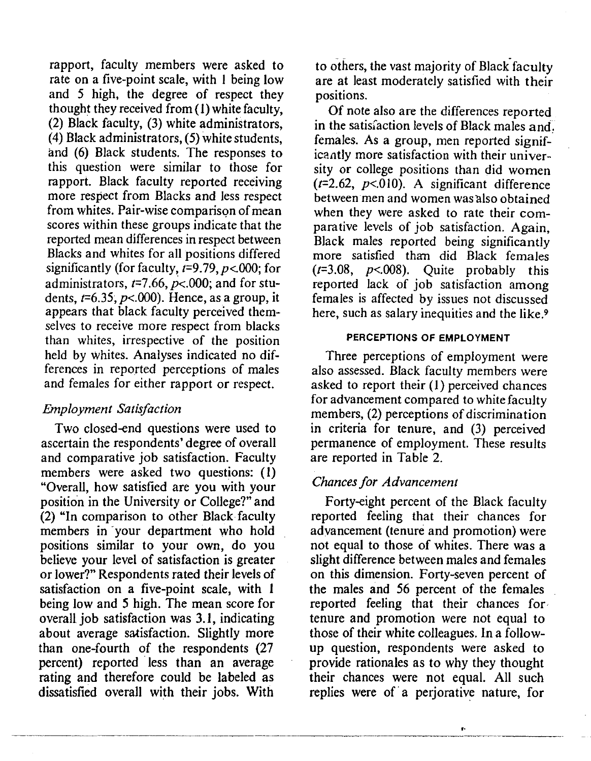rapport, faculty members were asked to rate on a five-point scale, with 1 being low and 5 high, the degree of respect they thought they received from (1) white faculty, (2) Black faculty, (3) white administrators, (4) Black administrators, (5) white students, and (6) Black students. The responses to this question were similar to those for rapport. Black faculty reported receiving more respect from Blacks and less respect from whites. Pair-wise comparison of mean scores within these groups indicate that the reported mean differences in respect between Blacks and whites for all positions differed significantly (for faculty, $t$=9.79, $p$<.000; for administrators, $t$=7.66, $p$<.000; and for students, $t$=6.35, $p$<.000). Hence, as a group, it appears that black faculty perceived themselves to receive more respect from blacks than whites, irrespective of the position held by whites. Analyses indicated no differences in reported perceptions of males and females for either rapport or respect.

### *Employment Satisfaction*

Two closed-end questions were used to ascertain the respondents' degree of overall and comparative job satisfaction. Faculty members were asked two questions: (1) "Overall, how satisfied are you with your position in the University or College?" and (2) "In comparison to other Black faculty members in your department who hold positions similar to your own, do you believe your level of satisfaction is greater or lower?" Respondents rated their levels of satisfaction on a five-point scale, with 1 being low and 5 high. The mean score for overall job satisfaction was 3.1, indicating about average satisfaction. Slightly more than one-fourth of the respondents (27 percent) reported less than an average rating and therefore could be labeled as dissatisfied overall with their jobs. With respect to others, the vast majority of Black faculty are at least moderately satisfied with their positions.

Of note also are the differences reported in the satisfaction levels of Black males and females. As a group, men reported significantly more satisfaction with their university or college positions than did women ($t$=2.62, $p$<.010). A significant difference between men and women was also obtained when they were asked to rate their comparative levels of job satisfaction. Again, Black males reported being significantly more satisfied than did Black females ($t$=3.08, $p$<.008). Quite probably this reported lack of job satisfaction among females is affected by issues not discussed here, such as salary inequities and the like.[9]

## PERCEPTIONS OF EMPLOYMENT

Three perceptions of employment were also assessed. Black faculty members were asked to report their (1) perceived chances for advancement compared to white faculty members, (2) perceptions of discrimination in criteria for tenure, and (3) perceived permanence of employment. These results are reported in Table 2.

### *Chances for Advancement*

Forty-eight percent of the Black faculty reported feeling that their chances for advancement (tenure and promotion) were not equal to those of whites. There was a slight difference between males and females on this dimension. Forty-seven percent of the males and 56 percent of the females reported feeling that their chances for tenure and promotion were not equal to those of their white colleagues. In a follow-up question, respondents were asked to provide rationales as to why they thought their chances were not equal. All such replies were of a perjorative nature, for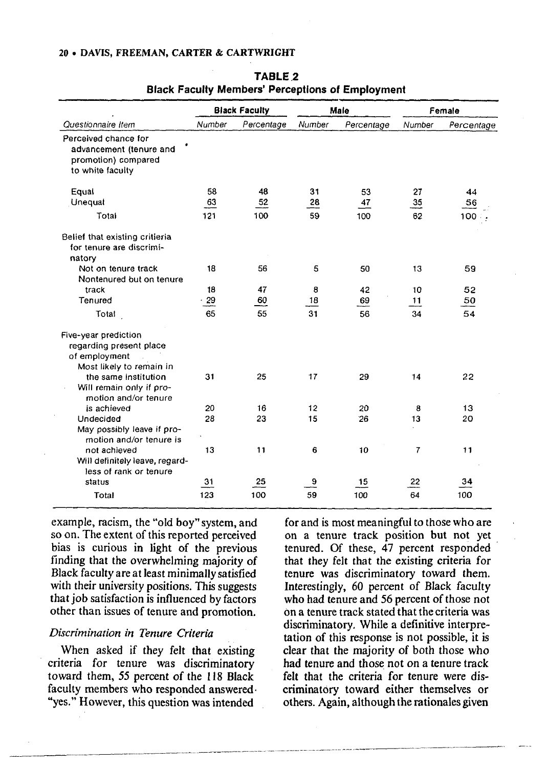**TABLE 2**
**Black Faculty Members' Perceptions of Employment**

| Questionnaire Item | Black Faculty | | Male | | Female | |
|---|---|---|---|---|---|---|
| | Number | Percentage | Number | Percentage | Number | Percentage |
| Perceived chance for advancement (tenure and promotion) compared to white faculty | | | | | | |
| Equal | 58 | 48 | 31 | 53 | 27 | 44 |
| Unequal | 63 | 52 | 28 | 47 | 35 | 56 |
| Total | 121 | 100 | 59 | 100 | 62 | 100 |
| Belief that existing critieria for tenure are discriminatory | | | | | | |
| Not on tenure track | 18 | 56 | 5 | 50 | 13 | 59 |
| Nontenured but on tenure track | 18 | 47 | 8 | 42 | 10 | 52 |
| Tenured | 29 | 60 | 18 | 69 | 11 | 50 |
| Total | 65 | 55 | 31 | 56 | 34 | 54 |
| Five-year prediction regarding present place of employment | | | | | | |
| Most likely to remain in the same institution | 31 | 25 | 17 | 29 | 14 | 22 |
| Will remain only if promotion and/or tenure is achieved | 20 | 16 | 12 | 20 | 8 | 13 |
| Undecided | 28 | 23 | 15 | 26 | 13 | 20 |
| May possibly leave if promotion and/or tenure is not achieved | 13 | 11 | 6 | 10 | 7 | 11 |
| Will definitely leave, regardless of rank or tenure status | 31 | 25 | 9 | 15 | 22 | 34 |
| Total | 123 | 100 | 59 | 100 | 64 | 100 |

example, racism, the "old boy" system, and so on. The extent of this reported perceived bias is curious in light of the previous finding that the overwhelming majority of Black faculty are at least minimally satisfied with their university positions. This suggests that job satisfaction is influenced by factors other than issues of tenure and promotion.

*Discrimination in Tenure Criteria*

When asked if they felt that existing criteria for tenure was discriminatory toward them, 55 percent of the 118 Black faculty members who responded answered "yes." However, this question was intended for and is most meaningful to those who are on a tenure track position but not yet tenured. Of these, 47 percent responded that they felt that the existing criteria for tenure was discriminatory toward them. Interestingly, 60 percent of Black faculty who had tenure and 56 percent of those not on a tenure track stated that the criteria was discriminatory. While a definitive interpretation of this response is not possible, it is clear that the majority of both those who had tenure and those not on a tenure track felt that the criteria for tenure were discriminatory toward either themselves or others. Again, although the rationales given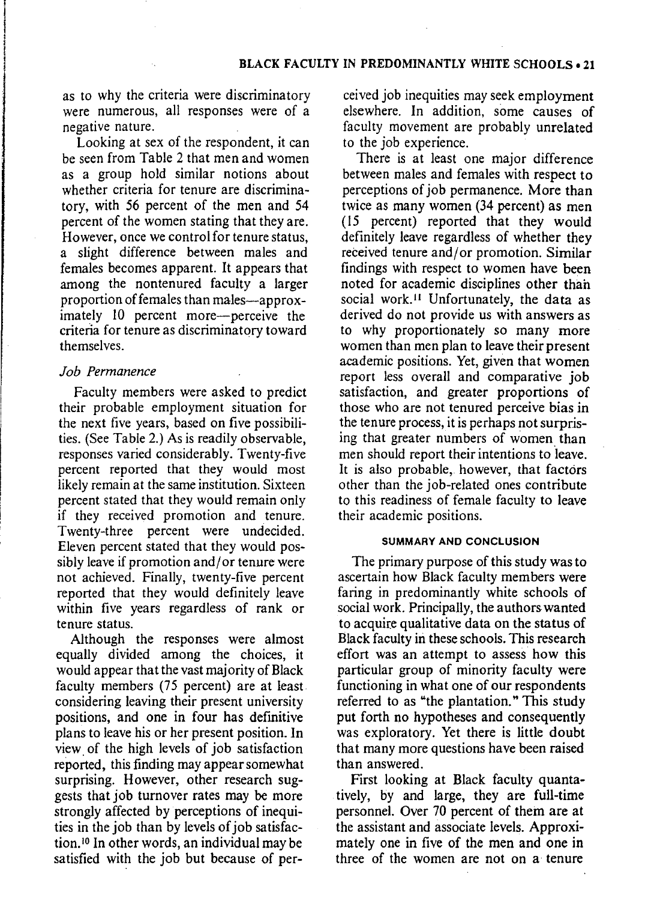as to why the criteria were discriminatory were numerous, all responses were of a negative nature.

Looking at sex of the respondent, it can be seen from Table 2 that men and women as a group hold similar notions about whether criteria for tenure are discriminatory, with 56 percent of the men and 54 percent of the women stating that they are. However, once we control for tenure status, a slight difference between males and females becomes apparent. It appears that among the nontenured faculty a larger proportion of females than males—approximately 10 percent more—perceive the criteria for tenure as discriminatory toward themselves.

### *Job Permanence*

Faculty members were asked to predict their probable employment situation for the next five years, based on five possibilities. (See Table 2.) As is readily observable, responses varied considerably. Twenty-five percent reported that they would most likely remain at the same institution. Sixteen percent stated that they would remain only if they received promotion and tenure. Twenty-three percent were undecided. Eleven percent stated that they would possibly leave if promotion and/or tenure were not achieved. Finally, twenty-five percent reported that they would definitely leave within five years regardless of rank or tenure status.

Although the responses were almost equally divided among the choices, it would appear that the vast majority of Black faculty members (75 percent) are at least considering leaving their present university positions, and one in four has definitive plans to leave his or her present position. In view of the high levels of job satisfaction reported, this finding may appear somewhat surprising. However, other research suggests that job turnover rates may be more strongly affected by perceptions of inequities in the job than by levels of job satisfaction.[10] In other words, an individual may be satisfied with the job but because of perceived job inequities may seek employment elsewhere. In addition, some causes of faculty movement are probably unrelated to the job experience.

There is at least one major difference between males and females with respect to perceptions of job permanence. More than twice as many women (34 percent) as men (15 percent) reported that they would definitely leave regardless of whether they received tenure and/or promotion. Similar findings with respect to women have been noted for academic disciplines other than social work.[11] Unfortunately, the data as derived do not provide us with answers as to why proportionately so many more women than men plan to leave their present academic positions. Yet, given that women report less overall and comparative job satisfaction, and greater proportions of those who are not tenured perceive bias in the tenure process, it is perhaps not surprising that greater numbers of women than men should report their intentions to leave. It is also probable, however, that factors other than the job-related ones contribute to this readiness of female faculty to leave their academic positions.

## SUMMARY AND CONCLUSION

The primary purpose of this study was to ascertain how Black faculty members were faring in predominantly white schools of social work. Principally, the authors wanted to acquire qualitative data on the status of Black faculty in these schools. This research effort was an attempt to assess how this particular group of minority faculty were functioning in what one of our respondents referred to as "the plantation." This study put forth no hypotheses and consequently was exploratory. Yet there is little doubt that many more questions have been raised than answered.

First looking at Black faculty quantatively, by and large, they are full-time personnel. Over 70 percent of them are at the assistant and associate levels. Approximately one in five of the men and one in three of the women are not on a tenure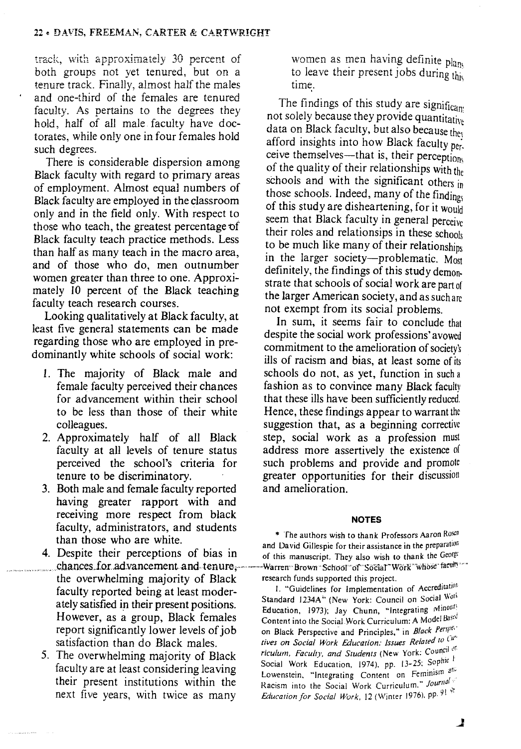track, with approximately 30 percent of both groups not yet tenured, but on a tenure track. Finally, almost half the males and one-third of the females are tenured faculty. As pertains to the degrees they hold, half of all male faculty have doctorates, while only one in four females hold such degrees.

There is considerable dispersion among Black faculty with regard to primary areas of employment. Almost equal numbers of Black faculty are employed in the classroom only and in the field only. With respect to those who teach, the greatest percentage of Black faculty teach practice methods. Less than half as many teach in the macro area, and of those who do, men outnumber women greater than three to one. Approximately 10 percent of the Black teaching faculty teach research courses.

Looking qualitatively at Black faculty, at least five general statements can be made regarding those who are employed in predominantly white schools of social work:

1. The majority of Black male and female faculty perceived their chances for advancement within their school to be less than those of their white colleagues.
2. Approximately half of all Black faculty at all levels of tenure status perceived the school's criteria for tenure to be discriminatory.
3. Both male and female faculty reported having greater rapport with and receiving more respect from black faculty, administrators, and students than those who are white.
4. Despite their perceptions of bias in chances for advancement and tenure, the overwhelming majority of Black faculty reported being at least moderately satisfied in their present positions. However, as a group, Black females report significantly lower levels of job satisfaction than do Black males.
5. The overwhelming majority of Black faculty are at least considering leaving their present institutions within the next five years, with twice as many women as men having definite plans to leave their present jobs during this time.

The findings of this study are significant not solely because they provide quantitative data on Black faculty, but also because they afford insights into how Black faculty perceive themselves—that is, their perceptions of the quality of their relationships with the schools and with the significant others in those schools. Indeed, many of the findings of this study are disheartening, for it would seem that Black faculty in general perceive their roles and relationsips in these schools to be much like many of their relationships in the larger society—problematic. Most definitely, the findings of this study demonstrate that schools of social work are part of the larger American society, and as such are not exempt from its social problems.

In sum, it seems fair to conclude that despite the social work professions' avowed commitment to the amelioration of society's ills of racism and bias, at least some of its schools do not, as yet, function in such a fashion as to convince many Black faculty that these ills have been sufficiently reduced. Hence, these findings appear to warrant the suggestion that, as a beginning corrective step, social work as a profession must address more assertively the existence of such problems and provide and promote greater opportunities for their discussion and amelioration.

## NOTES

* The authors wish to thank Professors Aaron Rosen and David Gillespie for their assistance in the preparation of this manuscript. They also wish to thank the George Warren Brown School of Social Work whose faculty research funds supported this project.

1. "Guidelines for Implementation of Accreditation Standard 1234A" (New York: Council on Social Work Education, 1973); Jay Chunn, "Integrating Minority Content into the Social Work Curriculum: A Model Based on Black Perspective and Principles," in *Black Perspectives on Social Work Education: Issues Related to Curriculum, Faculty, and Students* (New York: Council on Social Work Education, 1974), pp. 13-25; Sophie F. Lowenstein, "Integrating Content on Feminism and Racism into the Social Work Curriculum." *Journal of Education for Social Work*, 12 (Winter 1976), pp. 91-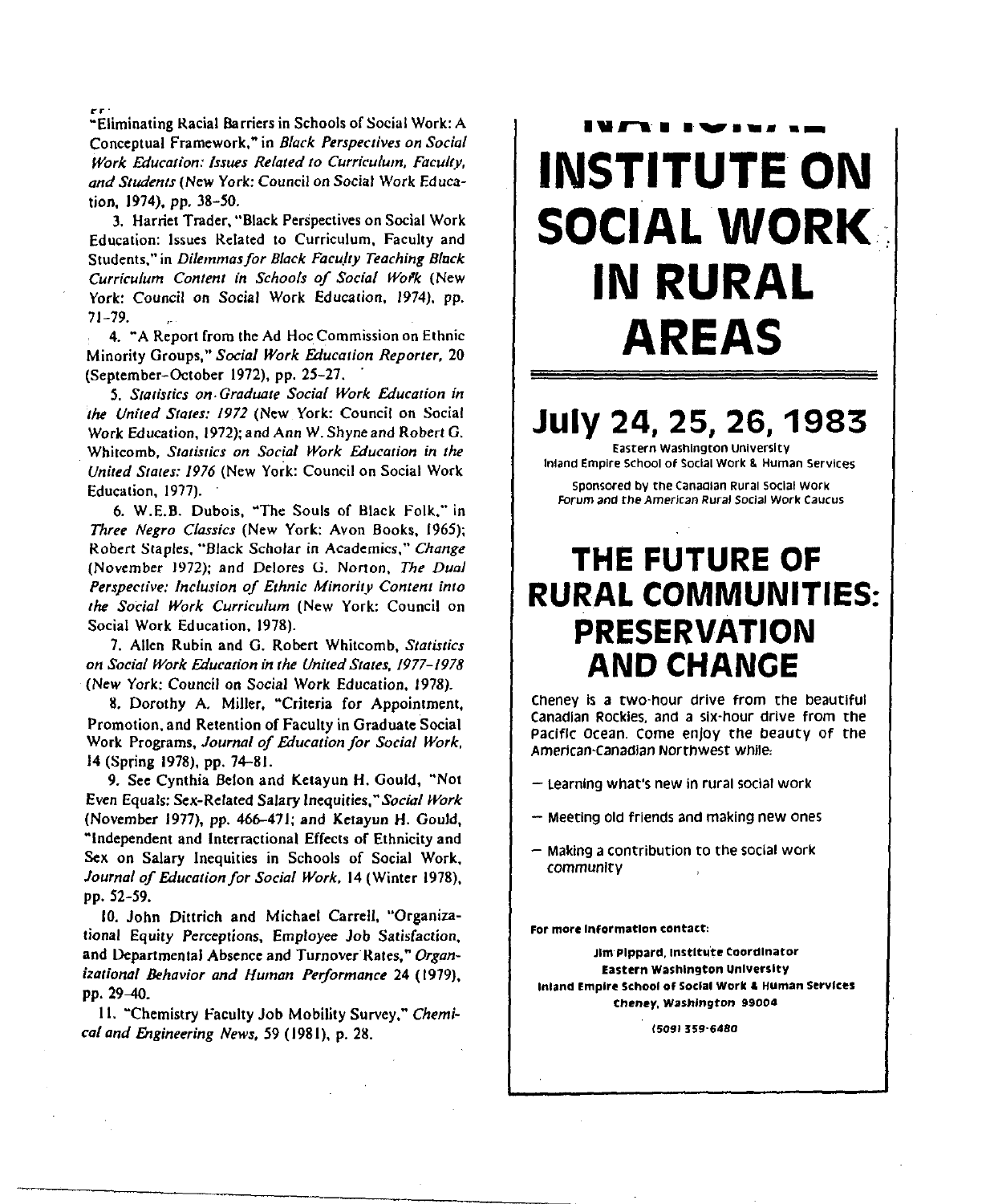"Eliminating Racial Barriers in Schools of Social Work: A Conceptual Framework," in *Black Perspectives on Social Work Education: Issues Related to Curriculum, Faculty, and Students* (New York: Council on Social Work Education, 1974), pp. 38–50.

3. Harriet Trader, "Black Perspectives on Social Work Education: Issues Related to Curriculum, Faculty and Students," in *Dilemmas for Black Faculty Teaching Black Curriculum Content in Schools of Social Work* (New York: Council on Social Work Education, 1974), pp. 71–79.

4. "A Report from the Ad Hoc Commission on Ethnic Minority Groups," *Social Work Education Reporter*, 20 (September–October 1972), pp. 25–27.

5. *Statistics on Graduate Social Work Education in the United States: 1972* (New York: Council on Social Work Education, 1972); and Ann W. Shyne and Robert G. Whitcomb, *Statistics on Social Work Education in the United States: 1976* (New York: Council on Social Work Education, 1977).

6. W.E.B. Dubois, "The Souls of Black Folk," in *Three Negro Classics* (New York: Avon Books, 1965); Robert Staples, "Black Scholar in Academics," *Change* (November 1972); and Delores G. Norton, *The Dual Perspective: Inclusion of Ethnic Minority Content into the Social Work Curriculum* (New York: Council on Social Work Education, 1978).

7. Allen Rubin and G. Robert Whitcomb, *Statistics on Social Work Education in the United States, 1977–1978* (New York: Council on Social Work Education, 1978).

8. Dorothy A. Miller, "Criteria for Appointment, Promotion, and Retention of Faculty in Graduate Social Work Programs, *Journal of Education for Social Work*, 14 (Spring 1978), pp. 74–81.

9. See Cynthia Belon and Ketayun H. Gould, "Not Even Equals: Sex-Related Salary Inequities," *Social Work* (November 1977), pp. 466–471; and Ketayun H. Gould, "Independent and Interractional Effects of Ethnicity and Sex on Salary Inequities in Schools of Social Work, *Journal of Education for Social Work*, 14 (Winter 1978), pp. 52–59.

10. John Dittrich and Michael Carrell, "Organizational Equity Perceptions, Employee Job Satisfaction, and Departmental Absence and Turnover Rates," *Organizational Behavior and Human Performance* 24 (1979), pp. 29–40.

11. "Chemistry Faculty Job Mobility Survey," *Chemical and Engineering News*, 59 (1981), p. 28.

# NATIONAL INSTITUTE ON SOCIAL WORK IN RURAL AREAS

## July 24, 25, 26, 1983

Eastern Washington University
Inland Empire School of Social Work & Human Services

Sponsored by the Canadian Rural Social Work Forum and the American Rural Social Work Caucus

## THE FUTURE OF RURAL COMMUNITIES: PRESERVATION AND CHANGE

Cheney is a two-hour drive from the beautiful Canadian Rockies, and a six-hour drive from the Pacific Ocean. Come enjoy the beauty of the American-Canadian Northwest while:

- Learning what's new in rural social work
- Meeting old friends and making new ones
- Making a contribution to the social work community

**For more information contact:**

Jim Pippard, Institute Coordinator
Eastern Washington University
Inland Empire School of Social Work & Human Services
Cheney, Washington 99004

(509) 359-6480